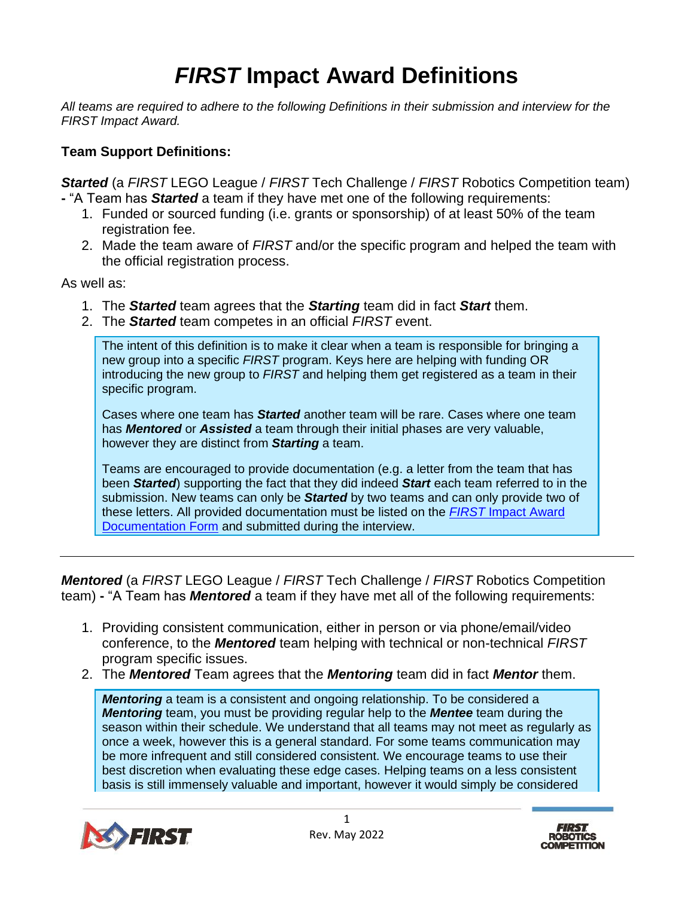// *FIRST* Impact Award Definitions

*All teams are required to adhere to the following Definitions in their submission and interview for the FIRST Impact Award.*

**Team Support Definitions:**

***Started*** (a *FIRST* LEGO League / *FIRST* Tech Challenge / *FIRST* Robotics Competition team) **-** "A Team has ***Started*** a team if they have met one of the following requirements:

1. Funded or sourced funding (i.e. grants or sponsorship) of at least 50% of the team registration fee.
2. Made the team aware of *FIRST* and/or the specific program and helped the team with the official registration process.

As well as:

1. The ***Started*** team agrees that the ***Starting*** team did in fact ***Start*** them.
2. The ***Started*** team competes in an official *FIRST* event.

> The intent of this definition is to make it clear when a team is responsible for bringing a new group into a specific *FIRST* program. Keys here are helping with funding OR introducing the new group to *FIRST* and helping them get registered as a team in their specific program.
>
> Cases where one team has ***Started*** another team will be rare. Cases where one team has ***Mentored*** or ***Assisted*** a team through their initial phases are very valuable, however they are distinct from ***Starting*** a team.
>
> Teams are encouraged to provide documentation (e.g. a letter from the team that has been ***Started***) supporting the fact that they did indeed ***Start*** each team referred to in the submission. New teams can only be ***Started*** by two teams and can only provide two of these letters. All provided documentation must be listed on the *FIRST* Impact Award Documentation Form and submitted during the interview.

---

***Mentored*** (a *FIRST* LEGO League / *FIRST* Tech Challenge / *FIRST* Robotics Competition team) **-** "A Team has ***Mentored*** a team if they have met all of the following requirements:

1. Providing consistent communication, either in person or via phone/email/video conference, to the ***Mentored*** team helping with technical or non-technical *FIRST* program specific issues.
2. The ***Mentored*** Team agrees that the ***Mentoring*** team did in fact ***Mentor*** them.

> ***Mentoring*** a team is a consistent and ongoing relationship. To be considered a ***Mentoring*** team, you must be providing regular help to the ***Mentee*** team during the season within their schedule. We understand that all teams may not meet as regularly as once a week, however this is a general standard. For some teams communication may be more infrequent and still considered consistent. We encourage teams to use their best discretion when evaluating these edge cases. Helping teams on a less consistent basis is still immensely valuable and important, however it would simply be considered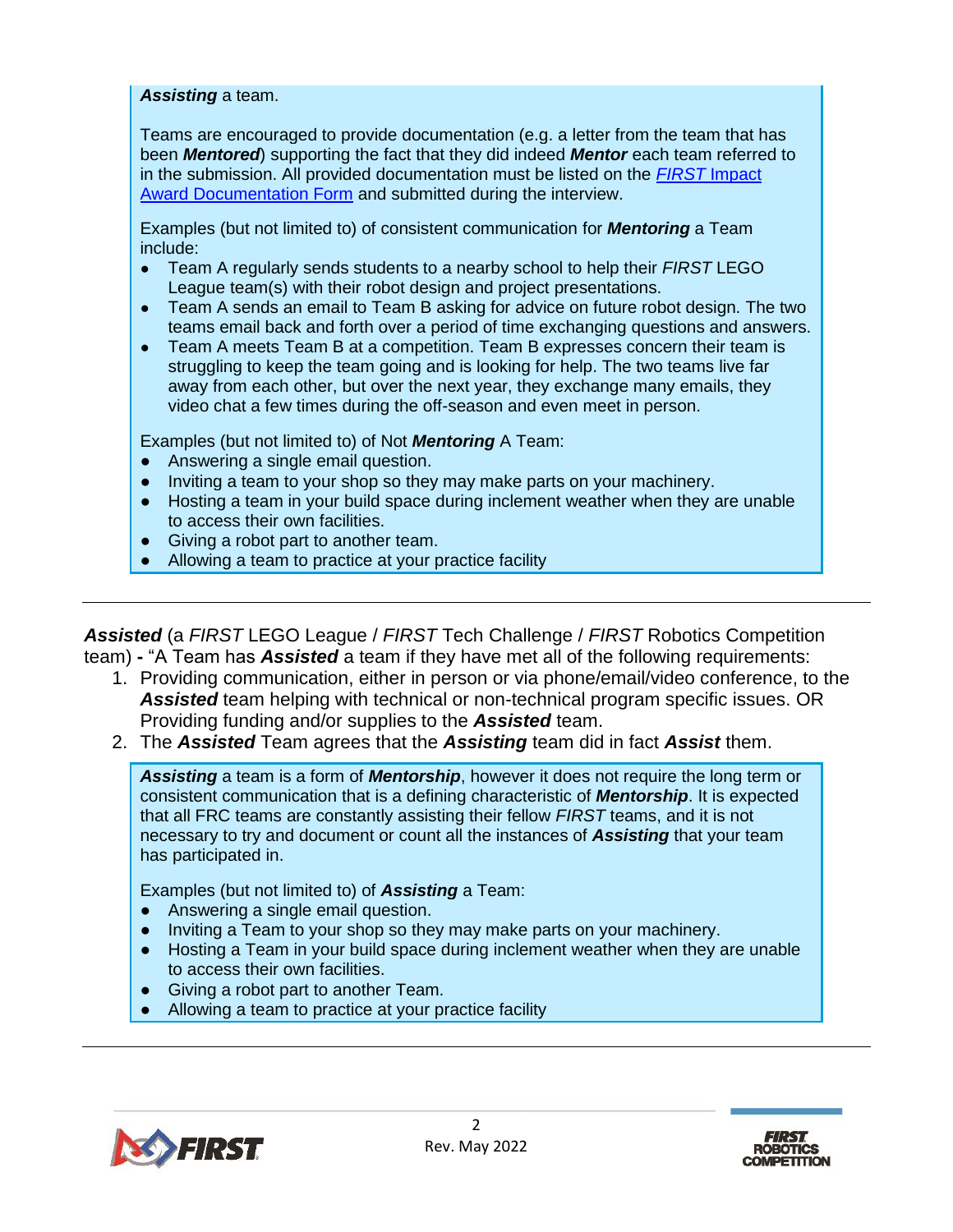***Assisting*** a team.

Teams are encouraged to provide documentation (e.g. a letter from the team that has been ***Mentored***) supporting the fact that they did indeed ***Mentor*** each team referred to in the submission. All provided documentation must be listed on the [*FIRST* Impact Award Documentation Form]() and submitted during the interview.

Examples (but not limited to) of consistent communication for ***Mentoring*** a Team include:

- Team A regularly sends students to a nearby school to help their *FIRST* LEGO League team(s) with their robot design and project presentations.
- Team A sends an email to Team B asking for advice on future robot design. The two teams email back and forth over a period of time exchanging questions and answers.
- Team A meets Team B at a competition. Team B expresses concern their team is struggling to keep the team going and is looking for help. The two teams live far away from each other, but over the next year, they exchange many emails, they video chat a few times during the off-season and even meet in person.

Examples (but not limited to) of Not ***Mentoring*** A Team:

- Answering a single email question.
- Inviting a team to your shop so they may make parts on your machinery.
- Hosting a team in your build space during inclement weather when they are unable to access their own facilities.
- Giving a robot part to another team.
- Allowing a team to practice at your practice facility

---

***Assisted*** (a *FIRST* LEGO League / *FIRST* Tech Challenge / *FIRST* Robotics Competition team) **-** "A Team has ***Assisted*** a team if they have met all of the following requirements:

1. Providing communication, either in person or via phone/email/video conference, to the ***Assisted*** team helping with technical or non-technical program specific issues. OR Providing funding and/or supplies to the ***Assisted*** team.
2. The ***Assisted*** Team agrees that the ***Assisting*** team did in fact ***Assist*** them.

***Assisting*** a team is a form of ***Mentorship***, however it does not require the long term or consistent communication that is a defining characteristic of ***Mentorship***. It is expected that all FRC teams are constantly assisting their fellow *FIRST* teams, and it is not necessary to try and document or count all the instances of ***Assisting*** that your team has participated in.

Examples (but not limited to) of ***Assisting*** a Team:

- Answering a single email question.
- Inviting a Team to your shop so they may make parts on your machinery.
- Hosting a Team in your build space during inclement weather when they are unable to access their own facilities.
- Giving a robot part to another Team.
- Allowing a team to practice at your practice facility

---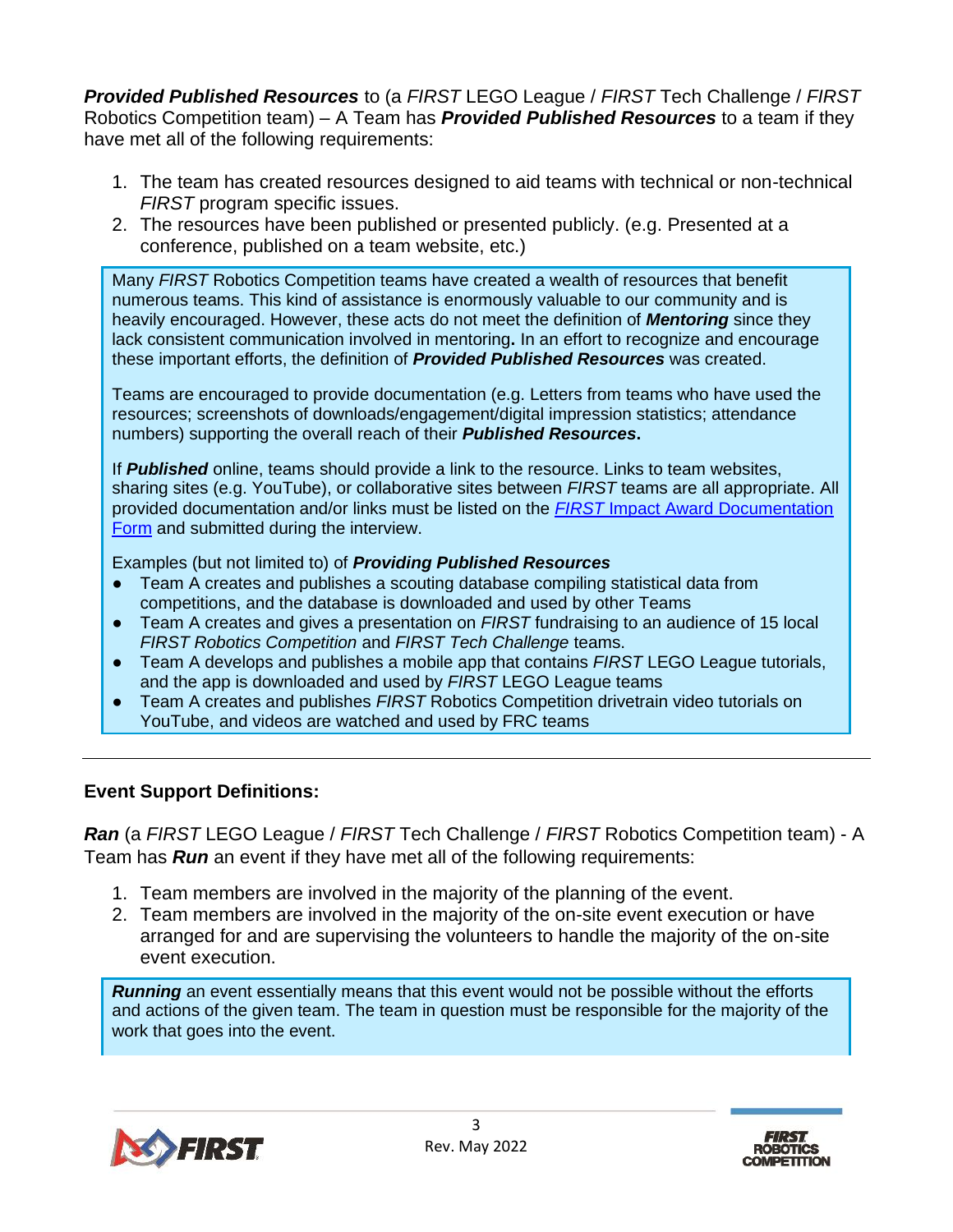***Provided Published Resources*** to (a *FIRST* LEGO League / *FIRST* Tech Challenge / *FIRST* Robotics Competition team) – A Team has ***Provided Published Resources*** to a team if they have met all of the following requirements:

1. The team has created resources designed to aid teams with technical or non-technical *FIRST* program specific issues.
2. The resources have been published or presented publicly. (e.g. Presented at a conference, published on a team website, etc.)

> Many *FIRST* Robotics Competition teams have created a wealth of resources that benefit numerous teams. This kind of assistance is enormously valuable to our community and is heavily encouraged. However, these acts do not meet the definition of ***Mentoring*** since they lack consistent communication involved in mentoring**.** In an effort to recognize and encourage these important efforts, the definition of ***Provided Published Resources*** was created.
>
> Teams are encouraged to provide documentation (e.g. Letters from teams who have used the resources; screenshots of downloads/engagement/digital impression statistics; attendance numbers) supporting the overall reach of their ***Published Resources*****.**
>
> If ***Published*** online, teams should provide a link to the resource. Links to team websites, sharing sites (e.g. YouTube), or collaborative sites between *FIRST* teams are all appropriate. All provided documentation and/or links must be listed on the [*FIRST* Impact Award Documentation Form]() and submitted during the interview.
>
> Examples (but not limited to) of ***Providing Published Resources***
> - Team A creates and publishes a scouting database compiling statistical data from competitions, and the database is downloaded and used by other Teams
> - Team A creates and gives a presentation on *FIRST* fundraising to an audience of 15 local *FIRST Robotics Competition* and *FIRST Tech Challenge* teams.
> - Team A develops and publishes a mobile app that contains *FIRST* LEGO League tutorials, and the app is downloaded and used by *FIRST* LEGO League teams
> - Team A creates and publishes *FIRST* Robotics Competition drivetrain video tutorials on YouTube, and videos are watched and used by FRC teams

---

**Event Support Definitions:**

***Ran*** (a *FIRST* LEGO League / *FIRST* Tech Challenge / *FIRST* Robotics Competition team) - A Team has ***Run*** an event if they have met all of the following requirements:

1. Team members are involved in the majority of the planning of the event.
2. Team members are involved in the majority of the on-site event execution or have arranged for and are supervising the volunteers to handle the majority of the on-site event execution.

> ***Running*** an event essentially means that this event would not be possible without the efforts and actions of the given team. The team in question must be responsible for the majority of the work that goes into the event.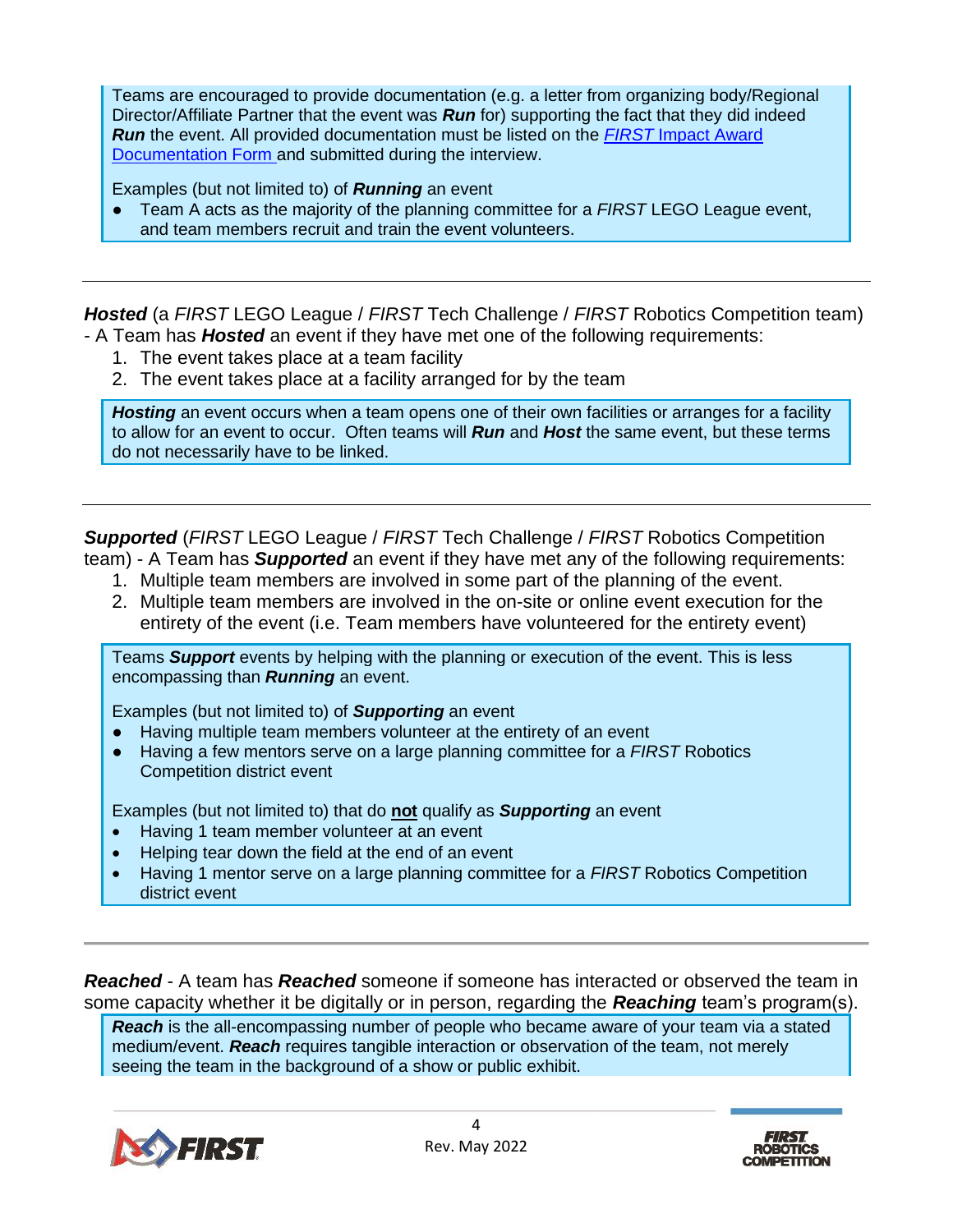Teams are encouraged to provide documentation (e.g. a letter from organizing body/Regional Director/Affiliate Partner that the event was ***Run*** for) supporting the fact that they did indeed ***Run*** the event. All provided documentation must be listed on the [*FIRST* Impact Award Documentation Form](#) and submitted during the interview.

Examples (but not limited to) of ***Running*** an event

- Team A acts as the majority of the planning committee for a *FIRST* LEGO League event, and team members recruit and train the event volunteers.

---

***Hosted*** (a *FIRST* LEGO League / *FIRST* Tech Challenge / *FIRST* Robotics Competition team) - A Team has ***Hosted*** an event if they have met one of the following requirements:

1. The event takes place at a team facility
2. The event takes place at a facility arranged for by the team

***Hosting*** an event occurs when a team opens one of their own facilities or arranges for a facility to allow for an event to occur. Often teams will ***Run*** and ***Host*** the same event, but these terms do not necessarily have to be linked.

---

***Supported*** (*FIRST* LEGO League / *FIRST* Tech Challenge / *FIRST* Robotics Competition team) - A Team has ***Supported*** an event if they have met any of the following requirements:

1. Multiple team members are involved in some part of the planning of the event.
2. Multiple team members are involved in the on-site or online event execution for the entirety of the event (i.e. Team members have volunteered for the entirety event)

Teams ***Support*** events by helping with the planning or execution of the event. This is less encompassing than ***Running*** an event.

Examples (but not limited to) of ***Supporting*** an event

- Having multiple team members volunteer at the entirety of an event
- Having a few mentors serve on a large planning committee for a *FIRST* Robotics Competition district event

Examples (but not limited to) that do **not** qualify as ***Supporting*** an event

- Having 1 team member volunteer at an event
- Helping tear down the field at the end of an event
- Having 1 mentor serve on a large planning committee for a *FIRST* Robotics Competition district event

---

***Reached*** - A team has ***Reached*** someone if someone has interacted or observed the team in some capacity whether it be digitally or in person, regarding the ***Reaching*** team's program(s).

***Reach*** is the all-encompassing number of people who became aware of your team via a stated medium/event. ***Reach*** requires tangible interaction or observation of the team, not merely seeing the team in the background of a show or public exhibit.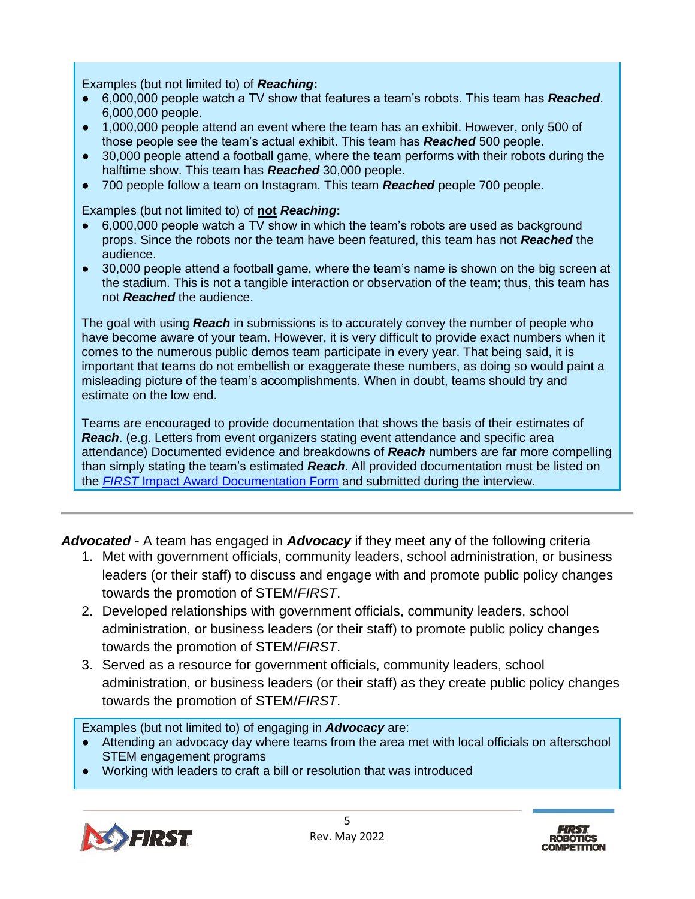Examples (but not limited to) of ***Reaching*****:**

- 6,000,000 people watch a TV show that features a team's robots. This team has ***Reached***. 6,000,000 people.
- 1,000,000 people attend an event where the team has an exhibit. However, only 500 of those people see the team's actual exhibit. This team has ***Reached*** 500 people.
- 30,000 people attend a football game, where the team performs with their robots during the halftime show. This team has ***Reached*** 30,000 people.
- 700 people follow a team on Instagram. This team ***Reached*** people 700 people.

Examples (but not limited to) of **not** ***Reaching*****:**

- 6,000,000 people watch a TV show in which the team's robots are used as background props. Since the robots nor the team have been featured, this team has not ***Reached*** the audience.
- 30,000 people attend a football game, where the team's name is shown on the big screen at the stadium. This is not a tangible interaction or observation of the team; thus, this team has not ***Reached*** the audience.

The goal with using ***Reach*** in submissions is to accurately convey the number of people who have become aware of your team. However, it is very difficult to provide exact numbers when it comes to the numerous public demos team participate in every year. That being said, it is important that teams do not embellish or exaggerate these numbers, as doing so would paint a misleading picture of the team's accomplishments. When in doubt, teams should try and estimate on the low end.

Teams are encouraged to provide documentation that shows the basis of their estimates of ***Reach***. (e.g. Letters from event organizers stating event attendance and specific area attendance) Documented evidence and breakdowns of ***Reach*** numbers are far more compelling than simply stating the team's estimated ***Reach***. All provided documentation must be listed on the *FIRST* Impact Award Documentation Form and submitted during the interview.

---

***Advocated*** - A team has engaged in ***Advocacy*** if they meet any of the following criteria

1. Met with government officials, community leaders, school administration, or business leaders (or their staff) to discuss and engage with and promote public policy changes towards the promotion of STEM/*FIRST*.
2. Developed relationships with government officials, community leaders, school administration, or business leaders (or their staff) to promote public policy changes towards the promotion of STEM/*FIRST*.
3. Served as a resource for government officials, community leaders, school administration, or business leaders (or their staff) as they create public policy changes towards the promotion of STEM/*FIRST*.

Examples (but not limited to) of engaging in ***Advocacy*** are:

- Attending an advocacy day where teams from the area met with local officials on afterschool STEM engagement programs
- Working with leaders to craft a bill or resolution that was introduced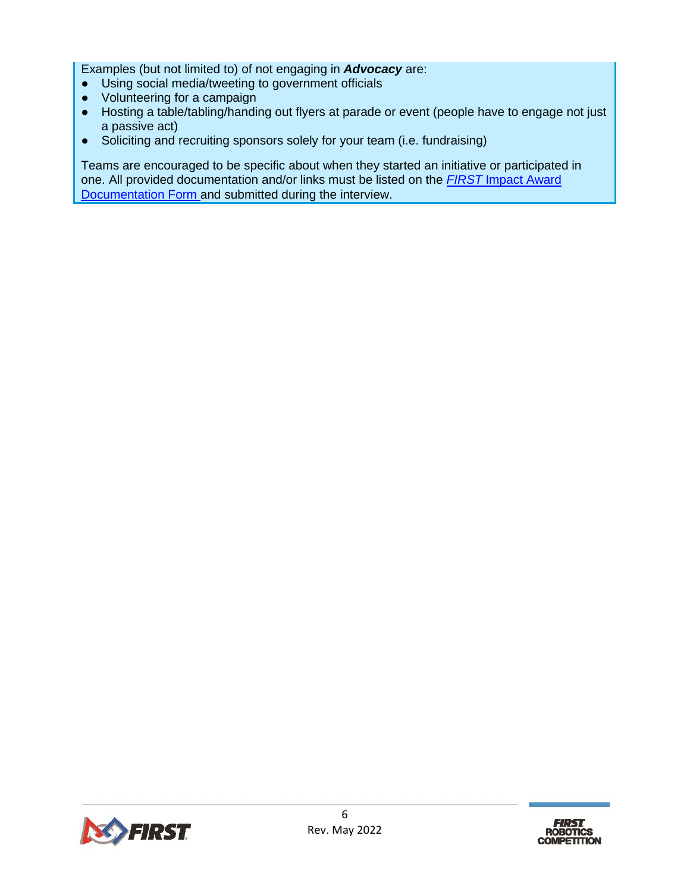Examples (but not limited to) of not engaging in ***Advocacy*** are:

- Using social media/tweeting to government officials
- Volunteering for a campaign
- Hosting a table/tabling/handing out flyers at parade or event (people have to engage not just a passive act)
- Soliciting and recruiting sponsors solely for your team (i.e. fundraising)

Teams are encouraged to be specific about when they started an initiative or participated in one. All provided documentation and/or links must be listed on the *FIRST* Impact Award Documentation Form and submitted during the interview.